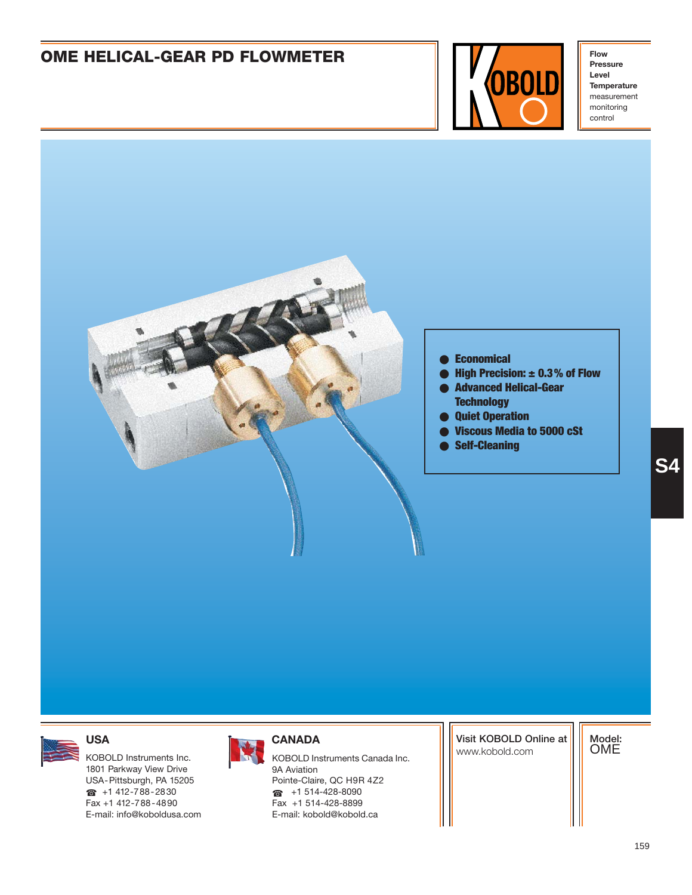# OME HELICAL-GEAR PD FLOWMETER

**Flow**
**Pressure**
**Level**
**Temperature**
measurement
monitoring
control

- **Economical**
- **High Precision: ± 0.3% of Flow**
- **Advanced Helical-Gear Technology**
- **Quiet Operation**
- **Viscous Media to 5000 cSt**
- **Self-Cleaning**

### USA

KOBOLD Instruments Inc.
1801 Parkway View Drive
USA-Pittsburgh, PA 15205
☎ +1 412-788-2830
Fax +1 412-788-4890
E-mail: info@koboldusa.com

### CANADA

KOBOLD Instruments Canada Inc.
9A Aviation
Pointe-Claire, QC H9R 4Z2
☎ +1 514-428-8090
Fax +1 514-428-8899
E-mail: kobold@kobold.ca

Visit KOBOLD Online at
www.kobold.com

Model:
OME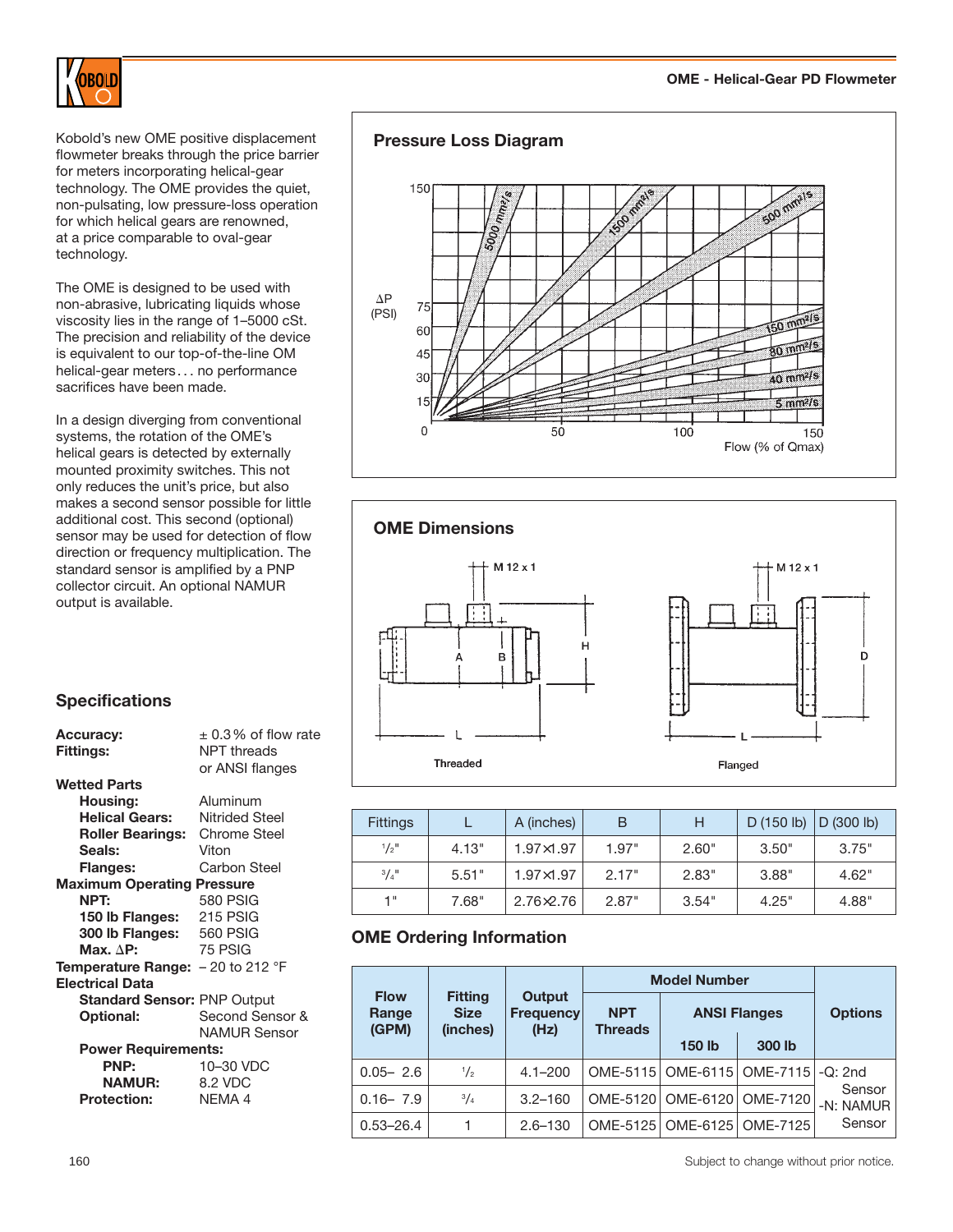Kobold's new OME positive displacement flowmeter breaks through the price barrier for meters incorporating helical-gear technology. The OME provides the quiet, non-pulsating, low pressure-loss operation for which helical gears are renowned, at a price comparable to oval-gear technology.

The OME is designed to be used with non-abrasive, lubricating liquids whose viscosity lies in the range of 1–5000 cSt. The precision and reliability of the device is equivalent to our top-of-the-line OM helical-gear meters . . . no performance sacrifices have been made.

In a design diverging from conventional systems, the rotation of the OME's helical gears is detected by externally mounted proximity switches. This not only reduces the unit's price, but also makes a second sensor possible for little additional cost. This second (optional) sensor may be used for detection of flow direction or frequency multiplication. The standard sensor is amplified by a PNP collector circuit. An optional NAMUR output is available.

## Specifications

**Accuracy:** ± 0.3 % of flow rate
**Fittings:** NPT threads or ANSI flanges

**Wetted Parts**
- **Housing:** Aluminum
- **Helical Gears:** Nitrided Steel
- **Roller Bearings:** Chrome Steel
- **Seals:** Viton
- **Flanges:** Carbon Steel

**Maximum Operating Pressure**
- **NPT:** 580 PSIG
- **150 lb Flanges:** 215 PSIG
- **300 lb Flanges:** 560 PSIG
- **Max. ΔP:** 75 PSIG

**Temperature Range:** – 20 to 212 °F

**Electrical Data**
- **Standard Sensor:** PNP Output
- **Optional:** Second Sensor & NAMUR Sensor
- **Power Requirements:**
  - **PNP:** 10–30 VDC
  - **NAMUR:** 8.2 VDC
- **Protection:** NEMA 4

## Pressure Loss Diagram

ΔP (PSI)

150, 75, 60, 45, 30, 15, 0

Flow (% of Qmax)

50, 100, 150

5000 mm²/s, 1500 mm²/s, 500 mm²/s, 150 mm²/s, 80 mm²/s, 40 mm²/s, 5 mm²/s

## OME Dimensions

M 12 x 1

A, B, H, L, D

Threaded

Flanged

| Fittings | L | A (inches) | B | H | D (150 lb) | D (300 lb) |
|---|---|---|---|---|---|---|
| 1/2" | 4.13" | 1.97×1.97 | 1.97" | 2.60" | 3.50" | 3.75" |
| 3/4" | 5.51" | 1.97×1.97 | 2.17" | 2.83" | 3.88" | 4.62" |
| 1" | 7.68" | 2.76×2.76 | 2.87" | 3.54" | 4.25" | 4.88" |

## OME Ordering Information

| Flow Range (GPM) | Fitting Size (inches) | Output Frequency (Hz) | Model Number | | | Options |
|---|---|---|---|---|---|---|
| | | | NPT Threads | ANSI Flanges 150 lb | ANSI Flanges 300 lb | |
| 0.05– 2.6 | 1/2 | 4.1–200 | OME-5115 | OME-6115 | OME-7115 | -Q: 2nd Sensor |
| 0.16– 7.9 | 3/4 | 3.2–160 | OME-5120 | OME-6120 | OME-7120 | -N: NAMUR |
| 0.53–26.4 | 1 | 2.6–130 | OME-5125 | OME-6125 | OME-7125 | Sensor |

Subject to change without prior notice.